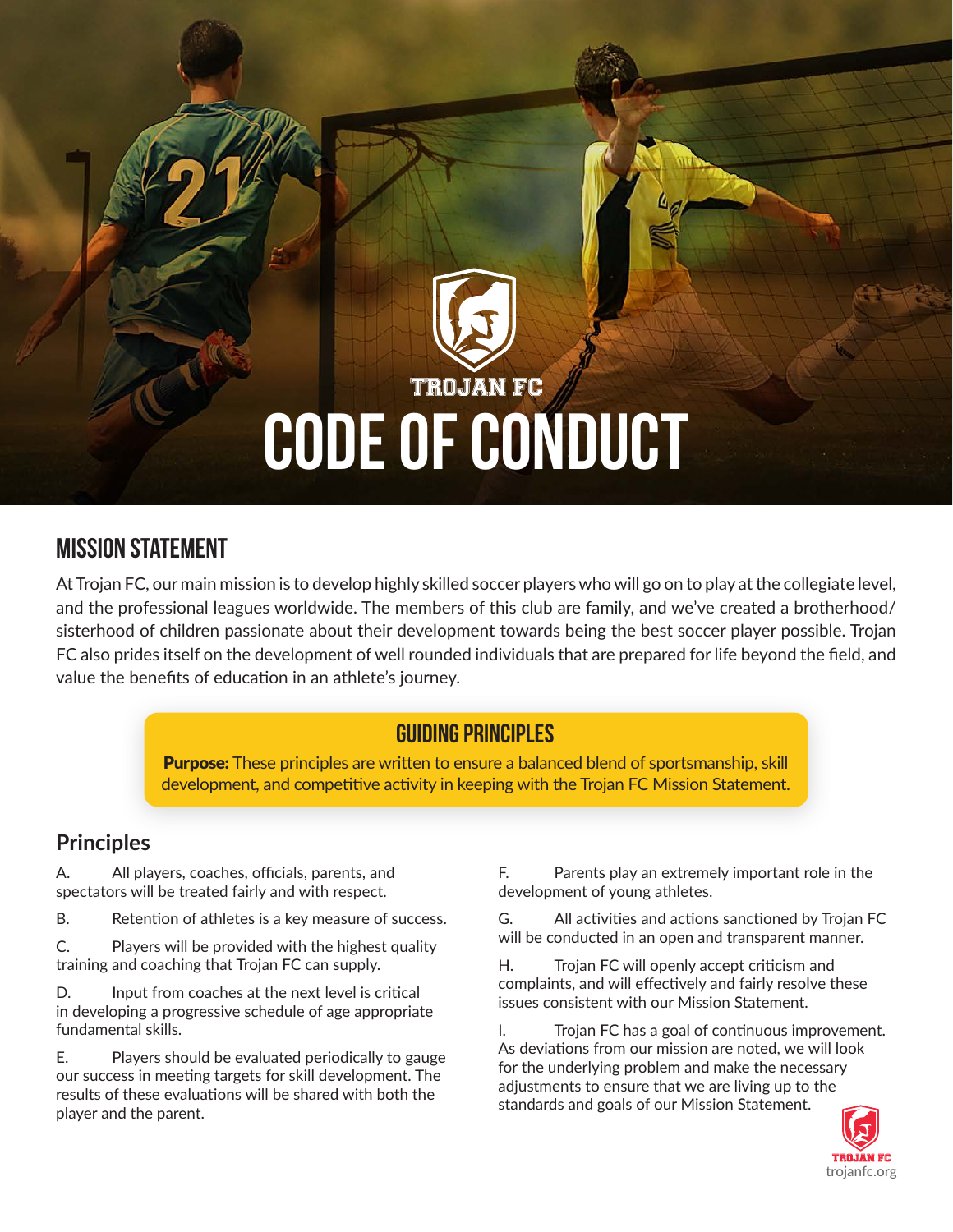TROJAN FC

# CODE OF CONDUCT

## MISSION STATEMENT

At Trojan FC, our main mission is to develop highly skilled soccer players who will go on to play at the collegiate level, and the professional leagues worldwide. The members of this club are family, and we've created a brotherhood/ sisterhood of children passionate about their development towards being the best soccer player possible. Trojan FC also prides itself on the development of well rounded individuals that are prepared for life beyond the field, and value the benefits of education in an athlete's journey.

## GUIDING PRINCIPLES

**Purpose:** These principles are written to ensure a balanced blend of sportsmanship, skill development, and competitive activity in keeping with the Trojan FC Mission Statement.

### Principles

A. All players, coaches, officials, parents, and spectators will be treated fairly and with respect.

B. Retention of athletes is a key measure of success.

C. Players will be provided with the highest quality training and coaching that Trojan FC can supply.

D. Input from coaches at the next level is critical in developing a progressive schedule of age appropriate fundamental skills.

E. Players should be evaluated periodically to gauge our success in meeting targets for skill development. The results of these evaluations will be shared with both the player and the parent.

F. Parents play an extremely important role in the development of young athletes.

G. All activities and actions sanctioned by Trojan FC will be conducted in an open and transparent manner.

H. Trojan FC will openly accept criticism and complaints, and will effectively and fairly resolve these issues consistent with our Mission Statement.

I. Trojan FC has a goal of continuous improvement. As deviations from our mission are noted, we will look for the underlying problem and make the necessary adjustments to ensure that we are living up to the standards and goals of our Mission Statement.

TROJAN FC
trojanfc.org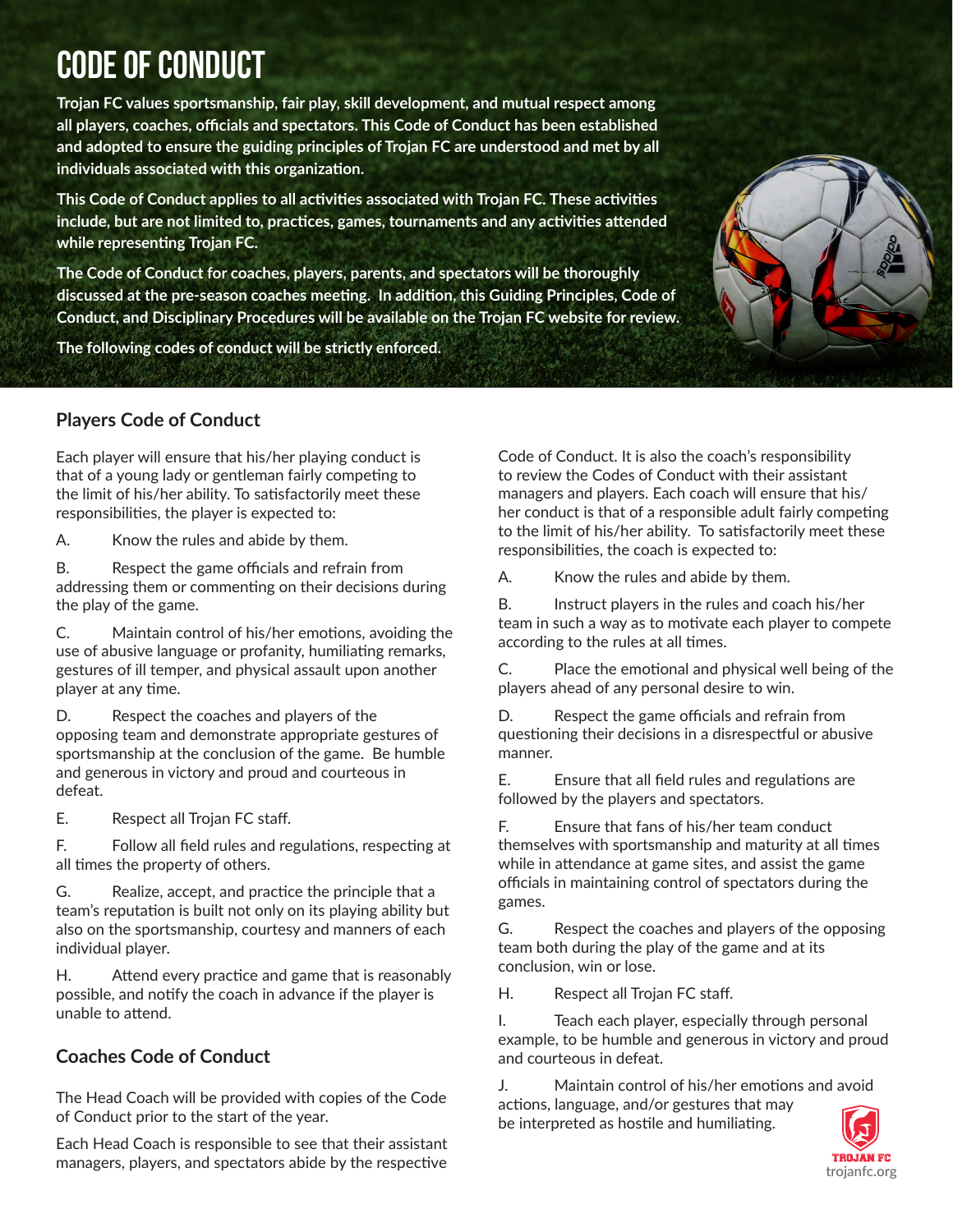# CODE OF CONDUCT

**Trojan FC values sportsmanship, fair play, skill development, and mutual respect among all players, coaches, officials and spectators. This Code of Conduct has been established and adopted to ensure the guiding principles of Trojan FC are understood and met by all individuals associated with this organization.**

**This Code of Conduct applies to all activities associated with Trojan FC. These activities include, but are not limited to, practices, games, tournaments and any activities attended while representing Trojan FC.**

**The Code of Conduct for coaches, players, parents, and spectators will be thoroughly discussed at the pre-season coaches meeting. In addition, this Guiding Principles, Code of Conduct, and Disciplinary Procedures will be available on the Trojan FC website for review.**

**The following codes of conduct will be strictly enforced.**

## Players Code of Conduct

Each player will ensure that his/her playing conduct is that of a young lady or gentleman fairly competing to the limit of his/her ability. To satisfactorily meet these responsibilities, the player is expected to:

A. Know the rules and abide by them.

B. Respect the game officials and refrain from addressing them or commenting on their decisions during the play of the game.

C. Maintain control of his/her emotions, avoiding the use of abusive language or profanity, humiliating remarks, gestures of ill temper, and physical assault upon another player at any time.

D. Respect the coaches and players of the opposing team and demonstrate appropriate gestures of sportsmanship at the conclusion of the game. Be humble and generous in victory and proud and courteous in defeat.

E. Respect all Trojan FC staff.

F. Follow all field rules and regulations, respecting at all times the property of others.

G. Realize, accept, and practice the principle that a team's reputation is built not only on its playing ability but also on the sportsmanship, courtesy and manners of each individual player.

H. Attend every practice and game that is reasonably possible, and notify the coach in advance if the player is unable to attend.

## Coaches Code of Conduct

The Head Coach will be provided with copies of the Code of Conduct prior to the start of the year.

Each Head Coach is responsible to see that their assistant managers, players, and spectators abide by the respective Code of Conduct. It is also the coach's responsibility to review the Codes of Conduct with their assistant managers and players. Each coach will ensure that his/her conduct is that of a responsible adult fairly competing to the limit of his/her ability. To satisfactorily meet these responsibilities, the coach is expected to:

A. Know the rules and abide by them.

B. Instruct players in the rules and coach his/her team in such a way as to motivate each player to compete according to the rules at all times.

C. Place the emotional and physical well being of the players ahead of any personal desire to win.

D. Respect the game officials and refrain from questioning their decisions in a disrespectful or abusive manner.

E. Ensure that all field rules and regulations are followed by the players and spectators.

F. Ensure that fans of his/her team conduct themselves with sportsmanship and maturity at all times while in attendance at game sites, and assist the game officials in maintaining control of spectators during the games.

G. Respect the coaches and players of the opposing team both during the play of the game and at its conclusion, win or lose.

H. Respect all Trojan FC staff.

I. Teach each player, especially through personal example, to be humble and generous in victory and proud and courteous in defeat.

J. Maintain control of his/her emotions and avoid actions, language, and/or gestures that may be interpreted as hostile and humiliating.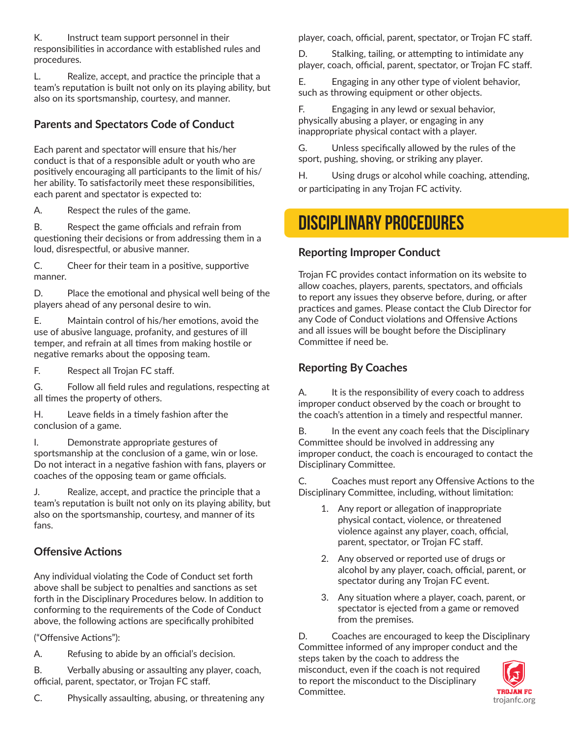K. Instruct team support personnel in their responsibilities in accordance with established rules and procedures.

L. Realize, accept, and practice the principle that a team's reputation is built not only on its playing ability, but also on its sportsmanship, courtesy, and manner.

### Parents and Spectators Code of Conduct

Each parent and spectator will ensure that his/her conduct is that of a responsible adult or youth who are positively encouraging all participants to the limit of his/her ability. To satisfactorily meet these responsibilities, each parent and spectator is expected to:

A. Respect the rules of the game.

B. Respect the game officials and refrain from questioning their decisions or from addressing them in a loud, disrespectful, or abusive manner.

C. Cheer for their team in a positive, supportive manner.

D. Place the emotional and physical well being of the players ahead of any personal desire to win.

E. Maintain control of his/her emotions, avoid the use of abusive language, profanity, and gestures of ill temper, and refrain at all times from making hostile or negative remarks about the opposing team.

F. Respect all Trojan FC staff.

G. Follow all field rules and regulations, respecting at all times the property of others.

H. Leave fields in a timely fashion after the conclusion of a game.

I. Demonstrate appropriate gestures of sportsmanship at the conclusion of a game, win or lose. Do not interact in a negative fashion with fans, players or coaches of the opposing team or game officials.

J. Realize, accept, and practice the principle that a team's reputation is built not only on its playing ability, but also on the sportsmanship, courtesy, and manner of its fans.

### Offensive Actions

Any individual violating the Code of Conduct set forth above shall be subject to penalties and sanctions as set forth in the Disciplinary Procedures below. In addition to conforming to the requirements of the Code of Conduct above, the following actions are specifically prohibited

("Offensive Actions"):

A. Refusing to abide by an official's decision.

B. Verbally abusing or assaulting any player, coach, official, parent, spectator, or Trojan FC staff.

C. Physically assaulting, abusing, or threatening any player, coach, official, parent, spectator, or Trojan FC staff.

D. Stalking, tailing, or attempting to intimidate any player, coach, official, parent, spectator, or Trojan FC staff.

E. Engaging in any other type of violent behavior, such as throwing equipment or other objects.

F. Engaging in any lewd or sexual behavior, physically abusing a player, or engaging in any inappropriate physical contact with a player.

G. Unless specifically allowed by the rules of the sport, pushing, shoving, or striking any player.

H. Using drugs or alcohol while coaching, attending, or participating in any Trojan FC activity.

## DISCIPLINARY PROCEDURES

### Reporting Improper Conduct

Trojan FC provides contact information on its website to allow coaches, players, parents, spectators, and officials to report any issues they observe before, during, or after practices and games. Please contact the Club Director for any Code of Conduct violations and Offensive Actions and all issues will be bought before the Disciplinary Committee if need be.

### Reporting By Coaches

A. It is the responsibility of every coach to address improper conduct observed by the coach or brought to the coach's attention in a timely and respectful manner.

B. In the event any coach feels that the Disciplinary Committee should be involved in addressing any improper conduct, the coach is encouraged to contact the Disciplinary Committee.

C. Coaches must report any Offensive Actions to the Disciplinary Committee, including, without limitation:

1. Any report or allegation of inappropriate physical contact, violence, or threatened violence against any player, coach, official, parent, spectator, or Trojan FC staff.
2. Any observed or reported use of drugs or alcohol by any player, coach, official, parent, or spectator during any Trojan FC event.
3. Any situation where a player, coach, parent, or spectator is ejected from a game or removed from the premises.

D. Coaches are encouraged to keep the Disciplinary Committee informed of any improper conduct and the steps taken by the coach to address the misconduct, even if the coach is not required to report the misconduct to the Disciplinary Committee.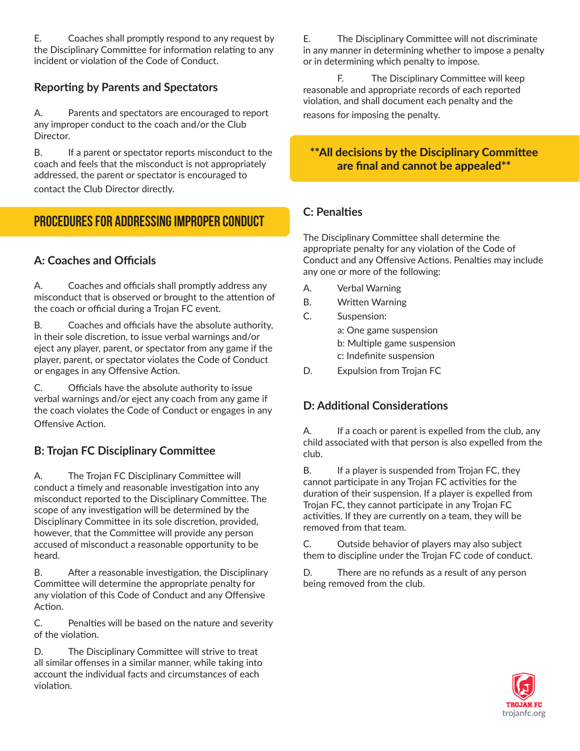E. Coaches shall promptly respond to any request by the Disciplinary Committee for information relating to any incident or violation of the Code of Conduct.

### Reporting by Parents and Spectators

A. Parents and spectators are encouraged to report any improper conduct to the coach and/or the Club Director.

B. If a parent or spectator reports misconduct to the coach and feels that the misconduct is not appropriately addressed, the parent or spectator is encouraged to contact the Club Director directly.

## PROCEDURES FOR ADDRESSING IMPROPER CONDUCT

### A: Coaches and Officials

A. Coaches and officials shall promptly address any misconduct that is observed or brought to the attention of the coach or official during a Trojan FC event.

B. Coaches and officials have the absolute authority, in their sole discretion, to issue verbal warnings and/or eject any player, parent, or spectator from any game if the player, parent, or spectator violates the Code of Conduct or engages in any Offensive Action.

C. Officials have the absolute authority to issue verbal warnings and/or eject any coach from any game if the coach violates the Code of Conduct or engages in any Offensive Action.

### B: Trojan FC Disciplinary Committee

A. The Trojan FC Disciplinary Committee will conduct a timely and reasonable investigation into any misconduct reported to the Disciplinary Committee. The scope of any investigation will be determined by the Disciplinary Committee in its sole discretion, provided, however, that the Committee will provide any person accused of misconduct a reasonable opportunity to be heard.

B. After a reasonable investigation, the Disciplinary Committee will determine the appropriate penalty for any violation of this Code of Conduct and any Offensive Action.

C. Penalties will be based on the nature and severity of the violation.

D. The Disciplinary Committee will strive to treat all similar offenses in a similar manner, while taking into account the individual facts and circumstances of each violation.

E. The Disciplinary Committee will not discriminate in any manner in determining whether to impose a penalty or in determining which penalty to impose.

F. The Disciplinary Committee will keep reasonable and appropriate records of each reported violation, and shall document each penalty and the reasons for imposing the penalty.

**All decisions by the Disciplinary Committee are final and cannot be appealed**

### C: Penalties

The Disciplinary Committee shall determine the appropriate penalty for any violation of the Code of Conduct and any Offensive Actions. Penalties may include any one or more of the following:

A. Verbal Warning

B. Written Warning

C. Suspension:
  - a: One game suspension
  - b: Multiple game suspension
  - c: Indefinite suspension

D. Expulsion from Trojan FC

### D: Additional Considerations

A. If a coach or parent is expelled from the club, any child associated with that person is also expelled from the club.

B. If a player is suspended from Trojan FC, they cannot participate in any Trojan FC activities for the duration of their suspension. If a player is expelled from Trojan FC, they cannot participate in any Trojan FC activities. If they are currently on a team, they will be removed from that team.

C. Outside behavior of players may also subject them to discipline under the Trojan FC code of conduct.

D. There are no refunds as a result of any person being removed from the club.

TROJAN FC
trojanfc.org